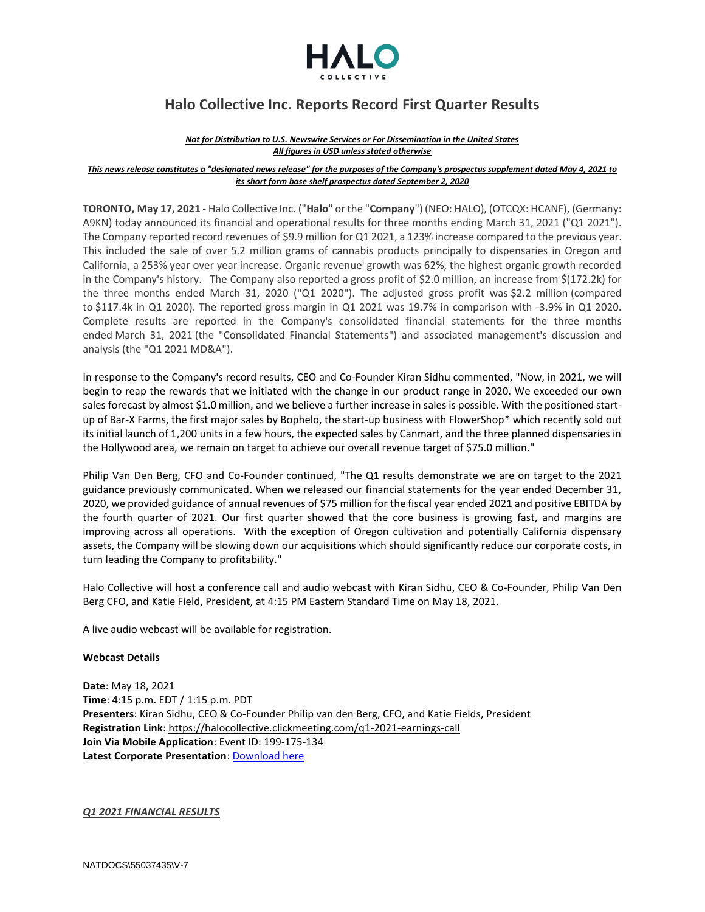HALO
COLLECTIVE

# Halo Collective Inc. Reports Record First Quarter Results

***Not for Distribution to U.S. Newswire Services or For Dissemination in the United States***
***All figures in USD unless stated otherwise***

***This news release constitutes a "designated news release" for the purposes of the Company's prospectus supplement dated May 4, 2021 to its short form base shelf prospectus dated September 2, 2020***

**TORONTO, May 17, 2021** - Halo Collective Inc. ("**Halo**" or the "**Company**") (NEO: HALO), (OTCQX: HCANF), (Germany: A9KN) today announced its financial and operational results for three months ending March 31, 2021 ("Q1 2021"). The Company reported record revenues of $9.9 million for Q1 2021, a 123% increase compared to the previous year. This included the sale of over 5.2 million grams of cannabis products principally to dispensaries in Oregon and California, a 253% year over year increase. Organic revenue[i] growth was 62%, the highest organic growth recorded in the Company's history. The Company also reported a gross profit of $2.0 million, an increase from $(172.2k) for the three months ended March 31, 2020 ("Q1 2020"). The adjusted gross profit was $2.2 million (compared to $117.4k in Q1 2020). The reported gross margin in Q1 2021 was 19.7% in comparison with -3.9% in Q1 2020. Complete results are reported in the Company's consolidated financial statements for the three months ended March 31, 2021 (the "Consolidated Financial Statements") and associated management's discussion and analysis (the "Q1 2021 MD&A").

In response to the Company's record results, CEO and Co-Founder Kiran Sidhu commented, "Now, in 2021, we will begin to reap the rewards that we initiated with the change in our product range in 2020. We exceeded our own sales forecast by almost $1.0 million, and we believe a further increase in sales is possible. With the positioned start-up of Bar-X Farms, the first major sales by Bophelo, the start-up business with FlowerShop* which recently sold out its initial launch of 1,200 units in a few hours, the expected sales by Canmart, and the three planned dispensaries in the Hollywood area, we remain on target to achieve our overall revenue target of $75.0 million."

Philip Van Den Berg, CFO and Co-Founder continued, "The Q1 results demonstrate we are on target to the 2021 guidance previously communicated. When we released our financial statements for the year ended December 31, 2020, we provided guidance of annual revenues of $75 million for the fiscal year ended 2021 and positive EBITDA by the fourth quarter of 2021. Our first quarter showed that the core business is growing fast, and margins are improving across all operations. With the exception of Oregon cultivation and potentially California dispensary assets, the Company will be slowing down our acquisitions which should significantly reduce our corporate costs, in turn leading the Company to profitability."

Halo Collective will host a conference call and audio webcast with Kiran Sidhu, CEO & Co-Founder, Philip Van Den Berg CFO, and Katie Field, President, at 4:15 PM Eastern Standard Time on May 18, 2021.

A live audio webcast will be available for registration.

**Webcast Details**

**Date**: May 18, 2021
**Time**: 4:15 p.m. EDT / 1:15 p.m. PDT
**Presenters**: Kiran Sidhu, CEO & Co-Founder Philip van den Berg, CFO, and Katie Fields, President
**Registration Link**: https://halocollective.clickmeeting.com/q1-2021-earnings-call
**Join Via Mobile Application**: Event ID: 199-175-134
**Latest Corporate Presentation**: Download here

***Q1 2021 FINANCIAL RESULTS***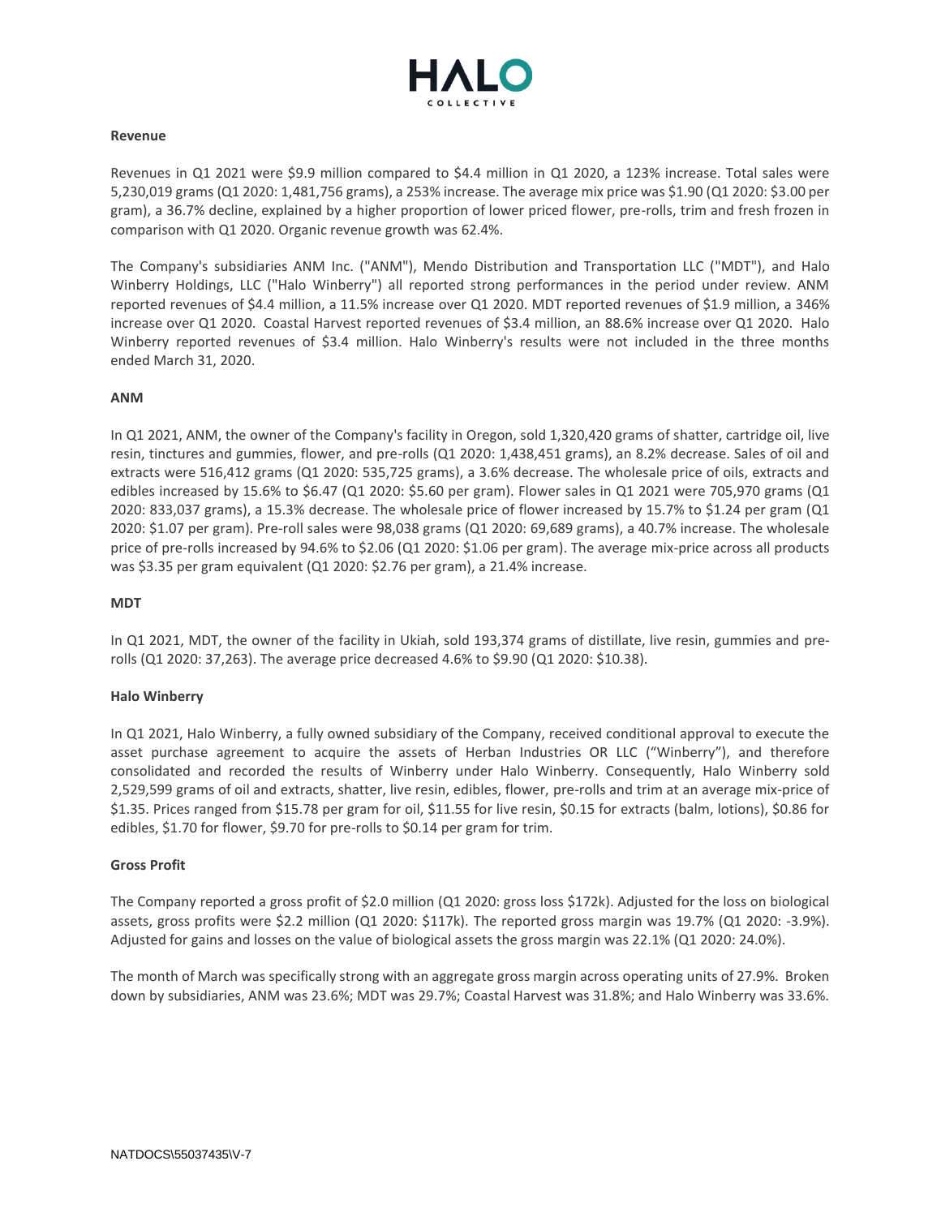## Revenue

Revenues in Q1 2021 were $9.9 million compared to $4.4 million in Q1 2020, a 123% increase. Total sales were 5,230,019 grams (Q1 2020: 1,481,756 grams), a 253% increase. The average mix price was $1.90 (Q1 2020: $3.00 per gram), a 36.7% decline, explained by a higher proportion of lower priced flower, pre-rolls, trim and fresh frozen in comparison with Q1 2020. Organic revenue growth was 62.4%.

The Company's subsidiaries ANM Inc. ("ANM"), Mendo Distribution and Transportation LLC ("MDT"), and Halo Winberry Holdings, LLC ("Halo Winberry") all reported strong performances in the period under review. ANM reported revenues of $4.4 million, a 11.5% increase over Q1 2020. MDT reported revenues of $1.9 million, a 346% increase over Q1 2020. Coastal Harvest reported revenues of $3.4 million, an 88.6% increase over Q1 2020. Halo Winberry reported revenues of $3.4 million. Halo Winberry's results were not included in the three months ended March 31, 2020.

## ANM

In Q1 2021, ANM, the owner of the Company's facility in Oregon, sold 1,320,420 grams of shatter, cartridge oil, live resin, tinctures and gummies, flower, and pre-rolls (Q1 2020: 1,438,451 grams), an 8.2% decrease. Sales of oil and extracts were 516,412 grams (Q1 2020: 535,725 grams), a 3.6% decrease. The wholesale price of oils, extracts and edibles increased by 15.6% to $6.47 (Q1 2020: $5.60 per gram). Flower sales in Q1 2021 were 705,970 grams (Q1 2020: 833,037 grams), a 15.3% decrease. The wholesale price of flower increased by 15.7% to $1.24 per gram (Q1 2020: $1.07 per gram). Pre-roll sales were 98,038 grams (Q1 2020: 69,689 grams), a 40.7% increase. The wholesale price of pre-rolls increased by 94.6% to $2.06 (Q1 2020: $1.06 per gram). The average mix-price across all products was $3.35 per gram equivalent (Q1 2020: $2.76 per gram), a 21.4% increase.

## MDT

In Q1 2021, MDT, the owner of the facility in Ukiah, sold 193,374 grams of distillate, live resin, gummies and pre-rolls (Q1 2020: 37,263). The average price decreased 4.6% to $9.90 (Q1 2020: $10.38).

## Halo Winberry

In Q1 2021, Halo Winberry, a fully owned subsidiary of the Company, received conditional approval to execute the asset purchase agreement to acquire the assets of Herban Industries OR LLC ("Winberry"), and therefore consolidated and recorded the results of Winberry under Halo Winberry. Consequently, Halo Winberry sold 2,529,599 grams of oil and extracts, shatter, live resin, edibles, flower, pre-rolls and trim at an average mix-price of $1.35. Prices ranged from $15.78 per gram for oil, $11.55 for live resin, $0.15 for extracts (balm, lotions), $0.86 for edibles, $1.70 for flower, $9.70 for pre-rolls to $0.14 per gram for trim.

## Gross Profit

The Company reported a gross profit of $2.0 million (Q1 2020: gross loss $172k). Adjusted for the loss on biological assets, gross profits were $2.2 million (Q1 2020: $117k). The reported gross margin was 19.7% (Q1 2020: -3.9%). Adjusted for gains and losses on the value of biological assets the gross margin was 22.1% (Q1 2020: 24.0%).

The month of March was specifically strong with an aggregate gross margin across operating units of 27.9%. Broken down by subsidiaries, ANM was 23.6%; MDT was 29.7%; Coastal Harvest was 31.8%; and Halo Winberry was 33.6%.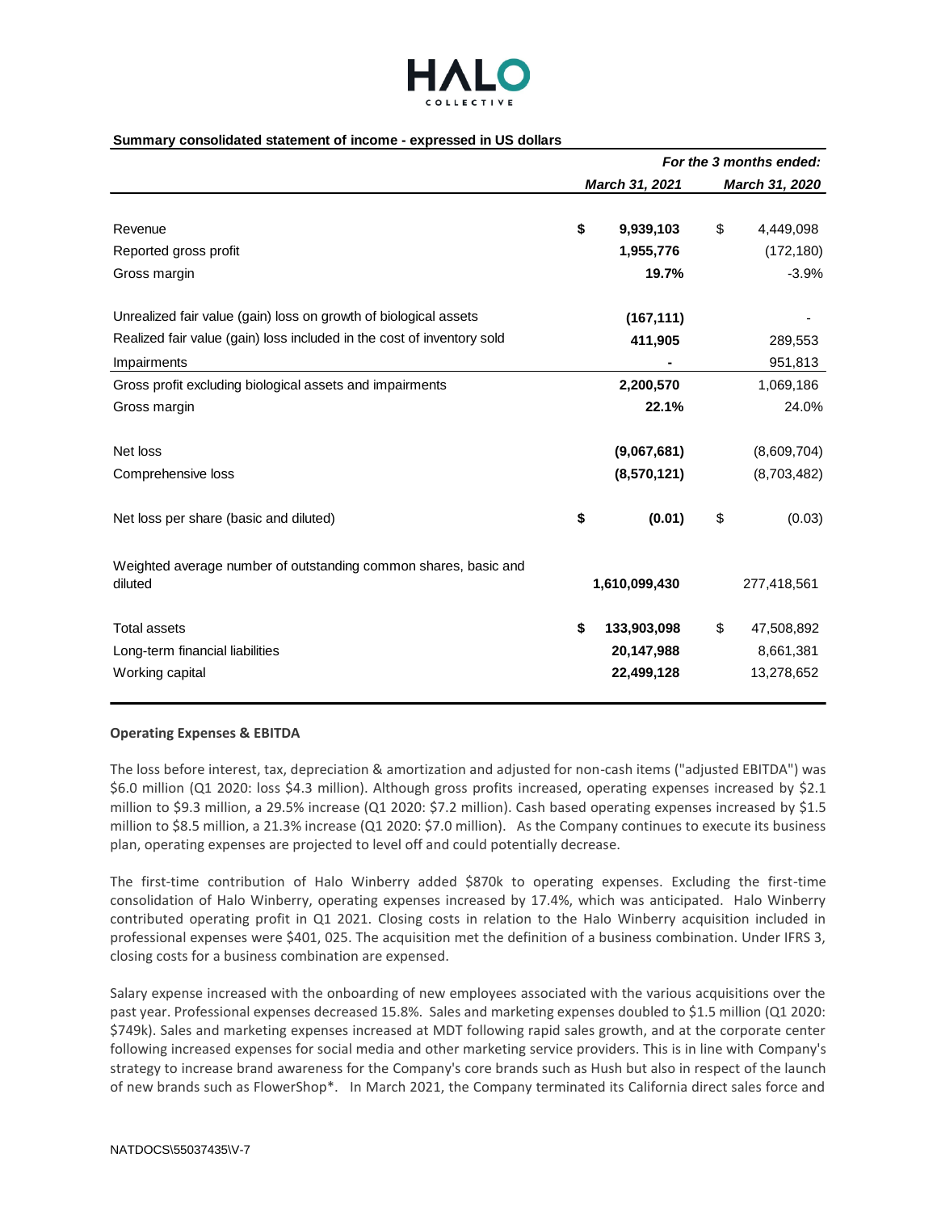HALO COLLECTIVE

**Summary consolidated statement of income - expressed in US dollars**

| | *For the 3 months ended:* | |
|---|---|---|
| | ***March 31, 2021*** | ***March 31, 2020*** |
| Revenue | **$ 9,939,103** | $ 4,449,098 |
| Reported gross profit | **1,955,776** | (172,180) |
| Gross margin | **19.7%** | -3.9% |
| Unrealized fair value (gain) loss on growth of biological assets | **(167,111)** | - |
| Realized fair value (gain) loss included in the cost of inventory sold | **411,905** | 289,553 |
| Impairments | **-** | 951,813 |
| Gross profit excluding biological assets and impairments | **2,200,570** | 1,069,186 |
| Gross margin | **22.1%** | 24.0% |
| Net loss | **(9,067,681)** | (8,609,704) |
| Comprehensive loss | **(8,570,121)** | (8,703,482) |
| Net loss per share (basic and diluted) | **$ (0.01)** | $ (0.03) |
| Weighted average number of outstanding common shares, basic and diluted | **1,610,099,430** | 277,418,561 |
| Total assets | **$ 133,903,098** | $ 47,508,892 |
| Long-term financial liabilities | **20,147,988** | 8,661,381 |
| Working capital | **22,499,128** | 13,278,652 |

**Operating Expenses & EBITDA**

The loss before interest, tax, depreciation & amortization and adjusted for non-cash items ("adjusted EBITDA") was $6.0 million (Q1 2020: loss $4.3 million). Although gross profits increased, operating expenses increased by $2.1 million to $9.3 million, a 29.5% increase (Q1 2020: $7.2 million). Cash based operating expenses increased by $1.5 million to $8.5 million, a 21.3% increase (Q1 2020: $7.0 million). As the Company continues to execute its business plan, operating expenses are projected to level off and could potentially decrease.

The first-time contribution of Halo Winberry added $870k to operating expenses. Excluding the first-time consolidation of Halo Winberry, operating expenses increased by 17.4%, which was anticipated. Halo Winberry contributed operating profit in Q1 2021. Closing costs in relation to the Halo Winberry acquisition included in professional expenses were $401, 025. The acquisition met the definition of a business combination. Under IFRS 3, closing costs for a business combination are expensed.

Salary expense increased with the onboarding of new employees associated with the various acquisitions over the past year. Professional expenses decreased 15.8%. Sales and marketing expenses doubled to $1.5 million (Q1 2020: $749k). Sales and marketing expenses increased at MDT following rapid sales growth, and at the corporate center following increased expenses for social media and other marketing service providers. This is in line with Company's strategy to increase brand awareness for the Company's core brands such as Hush but also in respect of the launch of new brands such as FlowerShop*. In March 2021, the Company terminated its California direct sales force and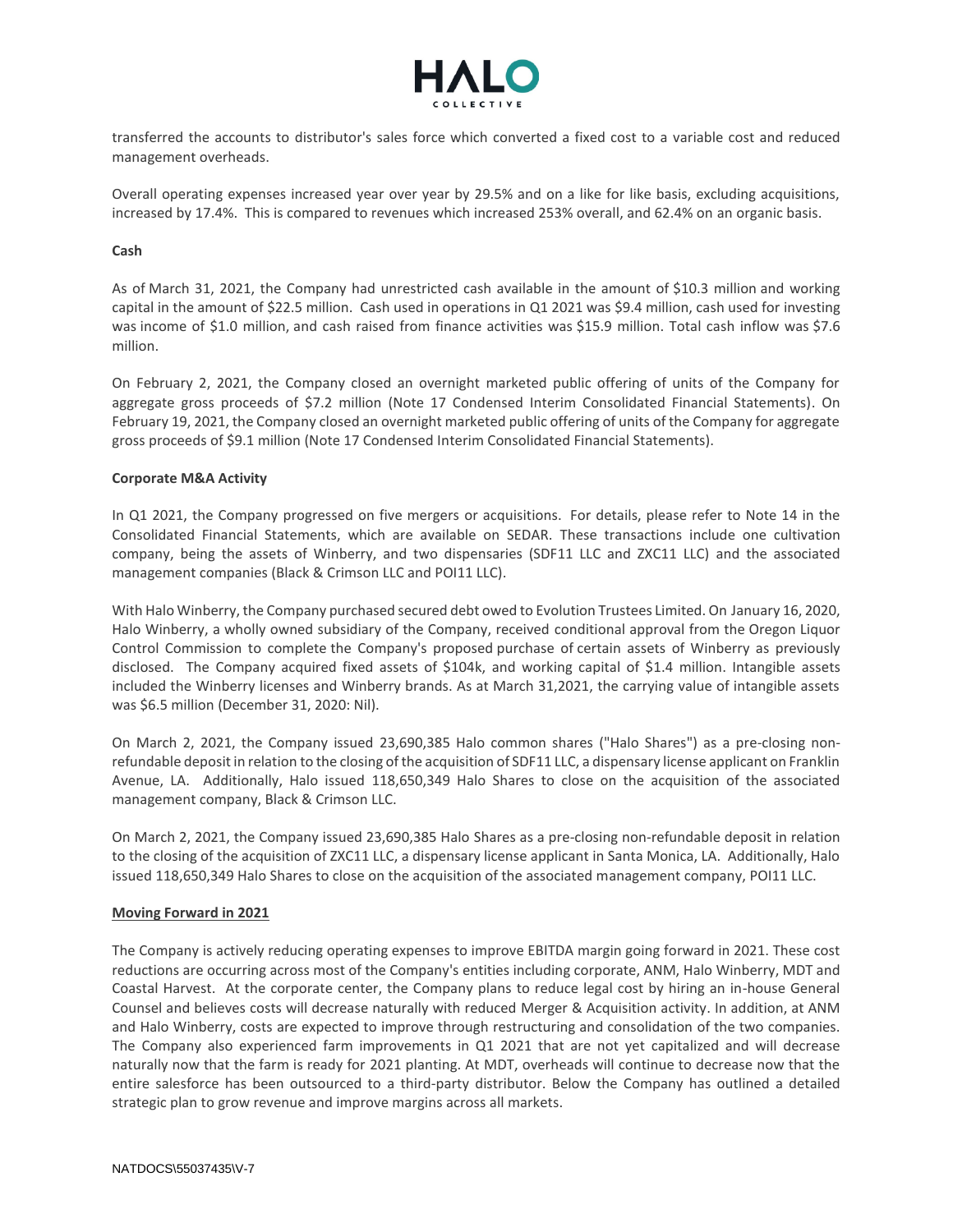transferred the accounts to distributor's sales force which converted a fixed cost to a variable cost and reduced management overheads.

Overall operating expenses increased year over year by 29.5% and on a like for like basis, excluding acquisitions, increased by 17.4%. This is compared to revenues which increased 253% overall, and 62.4% on an organic basis.

**Cash**

As of March 31, 2021, the Company had unrestricted cash available in the amount of $10.3 million and working capital in the amount of $22.5 million. Cash used in operations in Q1 2021 was $9.4 million, cash used for investing was income of $1.0 million, and cash raised from finance activities was $15.9 million. Total cash inflow was $7.6 million.

On February 2, 2021, the Company closed an overnight marketed public offering of units of the Company for aggregate gross proceeds of $7.2 million (Note 17 Condensed Interim Consolidated Financial Statements). On February 19, 2021, the Company closed an overnight marketed public offering of units of the Company for aggregate gross proceeds of $9.1 million (Note 17 Condensed Interim Consolidated Financial Statements).

**Corporate M&A Activity**

In Q1 2021, the Company progressed on five mergers or acquisitions. For details, please refer to Note 14 in the Consolidated Financial Statements, which are available on SEDAR. These transactions include one cultivation company, being the assets of Winberry, and two dispensaries (SDF11 LLC and ZXC11 LLC) and the associated management companies (Black & Crimson LLC and POI11 LLC).

With Halo Winberry, the Company purchased secured debt owed to Evolution Trustees Limited. On January 16, 2020, Halo Winberry, a wholly owned subsidiary of the Company, received conditional approval from the Oregon Liquor Control Commission to complete the Company's proposed purchase of certain assets of Winberry as previously disclosed. The Company acquired fixed assets of $104k, and working capital of $1.4 million. Intangible assets included the Winberry licenses and Winberry brands. As at March 31,2021, the carrying value of intangible assets was $6.5 million (December 31, 2020: Nil).

On March 2, 2021, the Company issued 23,690,385 Halo common shares ("Halo Shares") as a pre-closing non-refundable deposit in relation to the closing of the acquisition of SDF11 LLC, a dispensary license applicant on Franklin Avenue, LA. Additionally, Halo issued 118,650,349 Halo Shares to close on the acquisition of the associated management company, Black & Crimson LLC.

On March 2, 2021, the Company issued 23,690,385 Halo Shares as a pre-closing non-refundable deposit in relation to the closing of the acquisition of ZXC11 LLC, a dispensary license applicant in Santa Monica, LA. Additionally, Halo issued 118,650,349 Halo Shares to close on the acquisition of the associated management company, POI11 LLC.

**Moving Forward in 2021**

The Company is actively reducing operating expenses to improve EBITDA margin going forward in 2021. These cost reductions are occurring across most of the Company's entities including corporate, ANM, Halo Winberry, MDT and Coastal Harvest. At the corporate center, the Company plans to reduce legal cost by hiring an in-house General Counsel and believes costs will decrease naturally with reduced Merger & Acquisition activity. In addition, at ANM and Halo Winberry, costs are expected to improve through restructuring and consolidation of the two companies. The Company also experienced farm improvements in Q1 2021 that are not yet capitalized and will decrease naturally now that the farm is ready for 2021 planting. At MDT, overheads will continue to decrease now that the entire salesforce has been outsourced to a third-party distributor. Below the Company has outlined a detailed strategic plan to grow revenue and improve margins across all markets.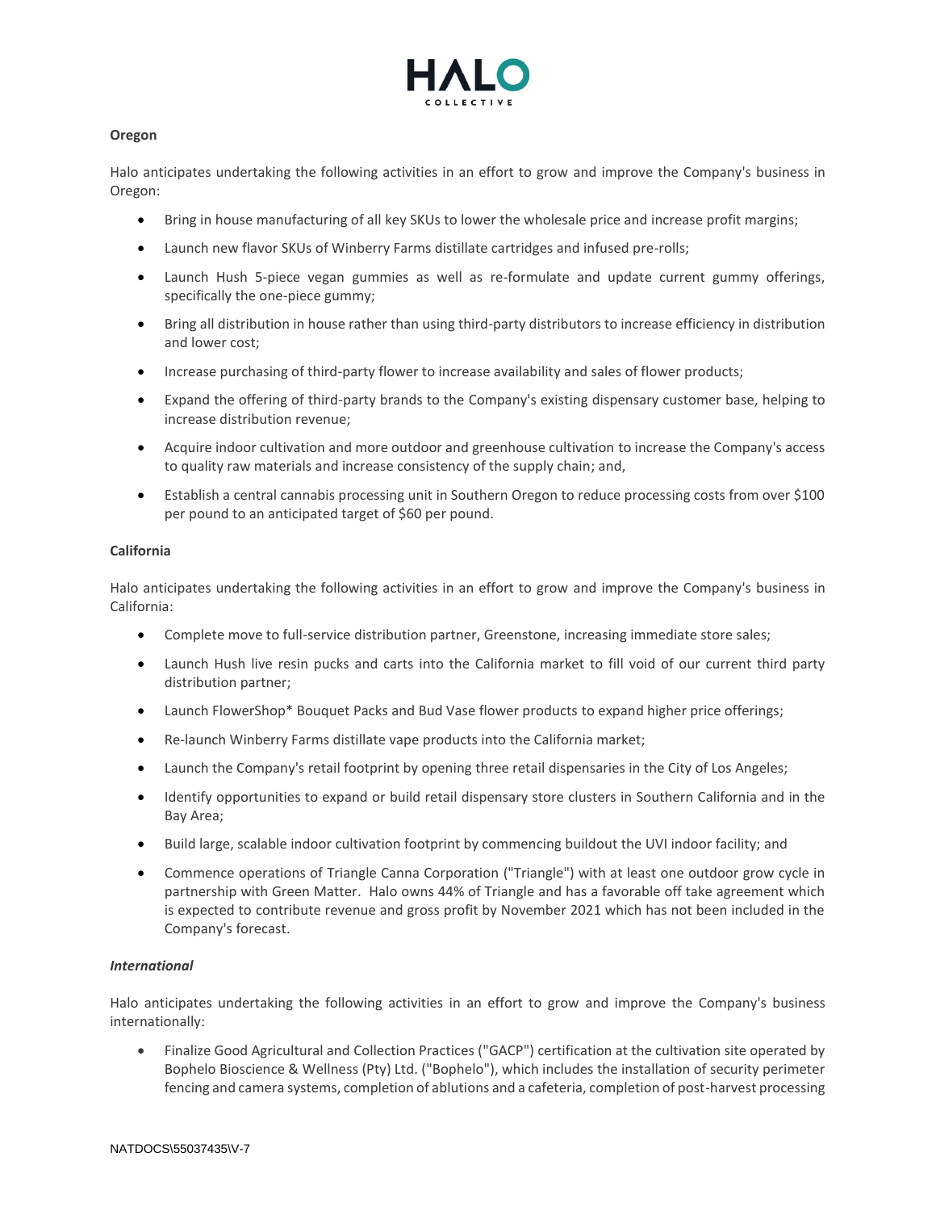**Oregon**

Halo anticipates undertaking the following activities in an effort to grow and improve the Company's business in Oregon:

- Bring in house manufacturing of all key SKUs to lower the wholesale price and increase profit margins;
- Launch new flavor SKUs of Winberry Farms distillate cartridges and infused pre-rolls;
- Launch Hush 5-piece vegan gummies as well as re-formulate and update current gummy offerings, specifically the one-piece gummy;
- Bring all distribution in house rather than using third-party distributors to increase efficiency in distribution and lower cost;
- Increase purchasing of third-party flower to increase availability and sales of flower products;
- Expand the offering of third-party brands to the Company's existing dispensary customer base, helping to increase distribution revenue;
- Acquire indoor cultivation and more outdoor and greenhouse cultivation to increase the Company's access to quality raw materials and increase consistency of the supply chain; and,
- Establish a central cannabis processing unit in Southern Oregon to reduce processing costs from over $100 per pound to an anticipated target of $60 per pound.

**California**

Halo anticipates undertaking the following activities in an effort to grow and improve the Company's business in California:

- Complete move to full-service distribution partner, Greenstone, increasing immediate store sales;
- Launch Hush live resin pucks and carts into the California market to fill void of our current third party distribution partner;
- Launch FlowerShop* Bouquet Packs and Bud Vase flower products to expand higher price offerings;
- Re-launch Winberry Farms distillate vape products into the California market;
- Launch the Company's retail footprint by opening three retail dispensaries in the City of Los Angeles;
- Identify opportunities to expand or build retail dispensary store clusters in Southern California and in the Bay Area;
- Build large, scalable indoor cultivation footprint by commencing buildout the UVI indoor facility; and
- Commence operations of Triangle Canna Corporation ("Triangle") with at least one outdoor grow cycle in partnership with Green Matter. Halo owns 44% of Triangle and has a favorable off take agreement which is expected to contribute revenue and gross profit by November 2021 which has not been included in the Company's forecast.

***International***

Halo anticipates undertaking the following activities in an effort to grow and improve the Company's business internationally:

- Finalize Good Agricultural and Collection Practices ("GACP") certification at the cultivation site operated by Bophelo Bioscience & Wellness (Pty) Ltd. ("Bophelo"), which includes the installation of security perimeter fencing and camera systems, completion of ablutions and a cafeteria, completion of post-harvest processing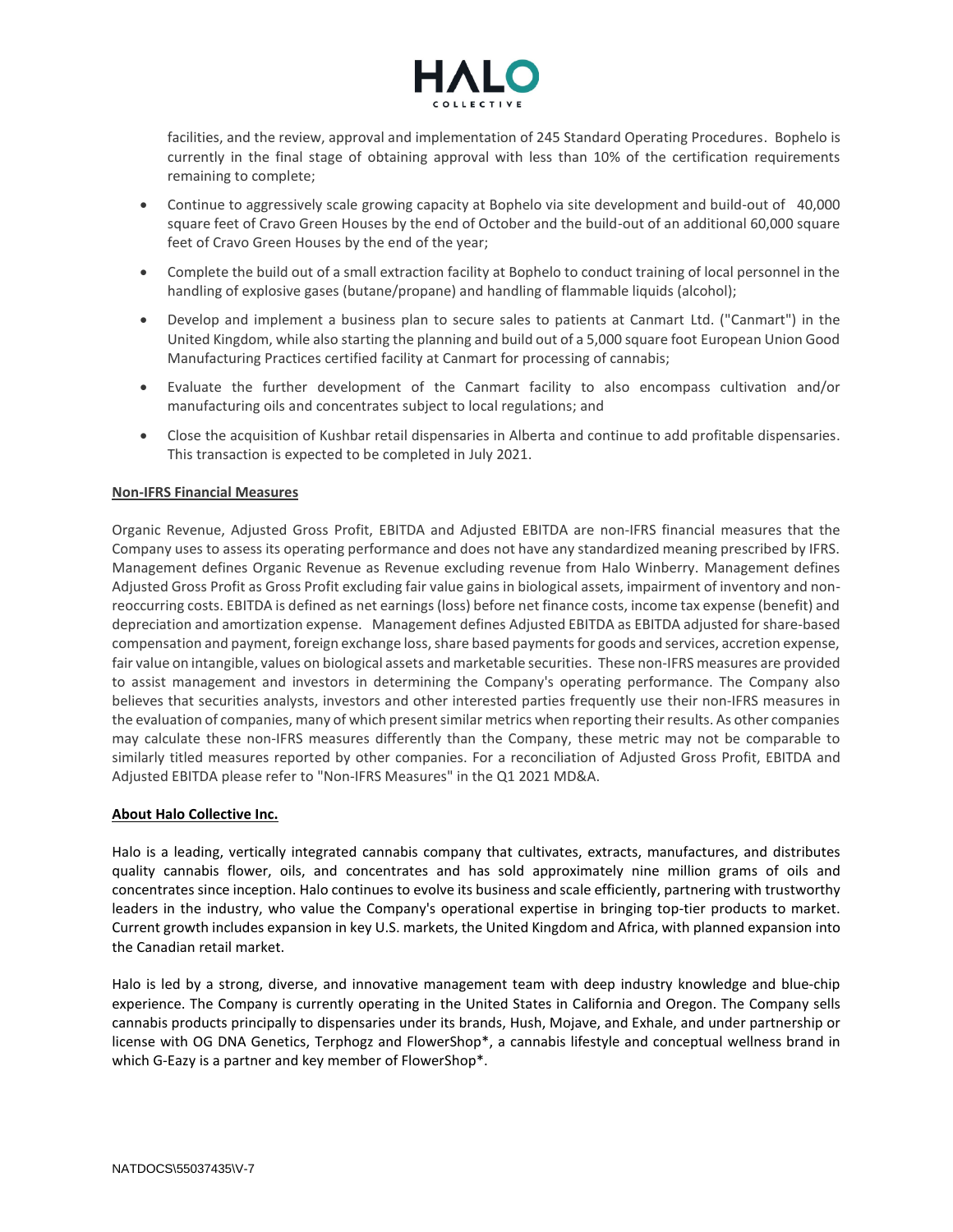facilities, and the review, approval and implementation of 245 Standard Operating Procedures. Bophelo is currently in the final stage of obtaining approval with less than 10% of the certification requirements remaining to complete;

- Continue to aggressively scale growing capacity at Bophelo via site development and build-out of 40,000 square feet of Cravo Green Houses by the end of October and the build-out of an additional 60,000 square feet of Cravo Green Houses by the end of the year;
- Complete the build out of a small extraction facility at Bophelo to conduct training of local personnel in the handling of explosive gases (butane/propane) and handling of flammable liquids (alcohol);
- Develop and implement a business plan to secure sales to patients at Canmart Ltd. ("Canmart") in the United Kingdom, while also starting the planning and build out of a 5,000 square foot European Union Good Manufacturing Practices certified facility at Canmart for processing of cannabis;
- Evaluate the further development of the Canmart facility to also encompass cultivation and/or manufacturing oils and concentrates subject to local regulations; and
- Close the acquisition of Kushbar retail dispensaries in Alberta and continue to add profitable dispensaries. This transaction is expected to be completed in July 2021.

**Non-IFRS Financial Measures**

Organic Revenue, Adjusted Gross Profit, EBITDA and Adjusted EBITDA are non-IFRS financial measures that the Company uses to assess its operating performance and does not have any standardized meaning prescribed by IFRS. Management defines Organic Revenue as Revenue excluding revenue from Halo Winberry. Management defines Adjusted Gross Profit as Gross Profit excluding fair value gains in biological assets, impairment of inventory and non-reoccurring costs. EBITDA is defined as net earnings (loss) before net finance costs, income tax expense (benefit) and depreciation and amortization expense. Management defines Adjusted EBITDA as EBITDA adjusted for share-based compensation and payment, foreign exchange loss, share based payments for goods and services, accretion expense, fair value on intangible, values on biological assets and marketable securities. These non-IFRS measures are provided to assist management and investors in determining the Company's operating performance. The Company also believes that securities analysts, investors and other interested parties frequently use their non-IFRS measures in the evaluation of companies, many of which present similar metrics when reporting their results. As other companies may calculate these non-IFRS measures differently than the Company, these metric may not be comparable to similarly titled measures reported by other companies. For a reconciliation of Adjusted Gross Profit, EBITDA and Adjusted EBITDA please refer to "Non-IFRS Measures" in the Q1 2021 MD&A.

**About Halo Collective Inc.**

Halo is a leading, vertically integrated cannabis company that cultivates, extracts, manufactures, and distributes quality cannabis flower, oils, and concentrates and has sold approximately nine million grams of oils and concentrates since inception. Halo continues to evolve its business and scale efficiently, partnering with trustworthy leaders in the industry, who value the Company's operational expertise in bringing top-tier products to market. Current growth includes expansion in key U.S. markets, the United Kingdom and Africa, with planned expansion into the Canadian retail market.

Halo is led by a strong, diverse, and innovative management team with deep industry knowledge and blue-chip experience. The Company is currently operating in the United States in California and Oregon. The Company sells cannabis products principally to dispensaries under its brands, Hush, Mojave, and Exhale, and under partnership or license with OG DNA Genetics, Terphogz and FlowerShop*, a cannabis lifestyle and conceptual wellness brand in which G-Eazy is a partner and key member of FlowerShop*.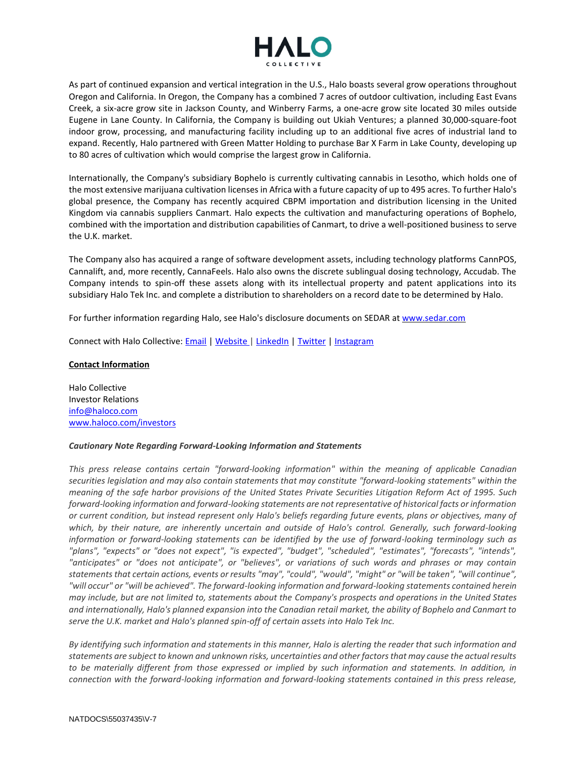As part of continued expansion and vertical integration in the U.S., Halo boasts several grow operations throughout Oregon and California. In Oregon, the Company has a combined 7 acres of outdoor cultivation, including East Evans Creek, a six-acre grow site in Jackson County, and Winberry Farms, a one-acre grow site located 30 miles outside Eugene in Lane County. In California, the Company is building out Ukiah Ventures; a planned 30,000-square-foot indoor grow, processing, and manufacturing facility including up to an additional five acres of industrial land to expand. Recently, Halo partnered with Green Matter Holding to purchase Bar X Farm in Lake County, developing up to 80 acres of cultivation which would comprise the largest grow in California.

Internationally, the Company's subsidiary Bophelo is currently cultivating cannabis in Lesotho, which holds one of the most extensive marijuana cultivation licenses in Africa with a future capacity of up to 495 acres. To further Halo's global presence, the Company has recently acquired CBPM importation and distribution licensing in the United Kingdom via cannabis suppliers Canmart. Halo expects the cultivation and manufacturing operations of Bophelo, combined with the importation and distribution capabilities of Canmart, to drive a well-positioned business to serve the U.K. market.

The Company also has acquired a range of software development assets, including technology platforms CannPOS, Cannalift, and, more recently, CannaFeels. Halo also owns the discrete sublingual dosing technology, Accudab. The Company intends to spin-off these assets along with its intellectual property and patent applications into its subsidiary Halo Tek Inc. and complete a distribution to shareholders on a record date to be determined by Halo.

For further information regarding Halo, see Halo's disclosure documents on SEDAR at www.sedar.com

Connect with Halo Collective: Email | Website | LinkedIn | Twitter | Instagram

**Contact Information**

Halo Collective
Investor Relations
info@haloco.com
www.haloco.com/investors

***Cautionary Note Regarding Forward-Looking Information and Statements***

*This press release contains certain "forward-looking information" within the meaning of applicable Canadian securities legislation and may also contain statements that may constitute "forward-looking statements" within the meaning of the safe harbor provisions of the United States Private Securities Litigation Reform Act of 1995. Such forward-looking information and forward-looking statements are not representative of historical facts or information or current condition, but instead represent only Halo's beliefs regarding future events, plans or objectives, many of which, by their nature, are inherently uncertain and outside of Halo's control. Generally, such forward-looking information or forward-looking statements can be identified by the use of forward-looking terminology such as "plans", "expects" or "does not expect", "is expected", "budget", "scheduled", "estimates", "forecasts", "intends", "anticipates" or "does not anticipate", or "believes", or variations of such words and phrases or may contain statements that certain actions, events or results "may", "could", "would", "might" or "will be taken", "will continue", "will occur" or "will be achieved". The forward-looking information and forward-looking statements contained herein may include, but are not limited to, statements about the Company's prospects and operations in the United States and internationally, Halo's planned expansion into the Canadian retail market, the ability of Bophelo and Canmart to serve the U.K. market and Halo's planned spin-off of certain assets into Halo Tek Inc.*

*By identifying such information and statements in this manner, Halo is alerting the reader that such information and statements are subject to known and unknown risks, uncertainties and other factors that may cause the actual results to be materially different from those expressed or implied by such information and statements. In addition, in connection with the forward-looking information and forward-looking statements contained in this press release,*

NATDOCS\55037435\V-7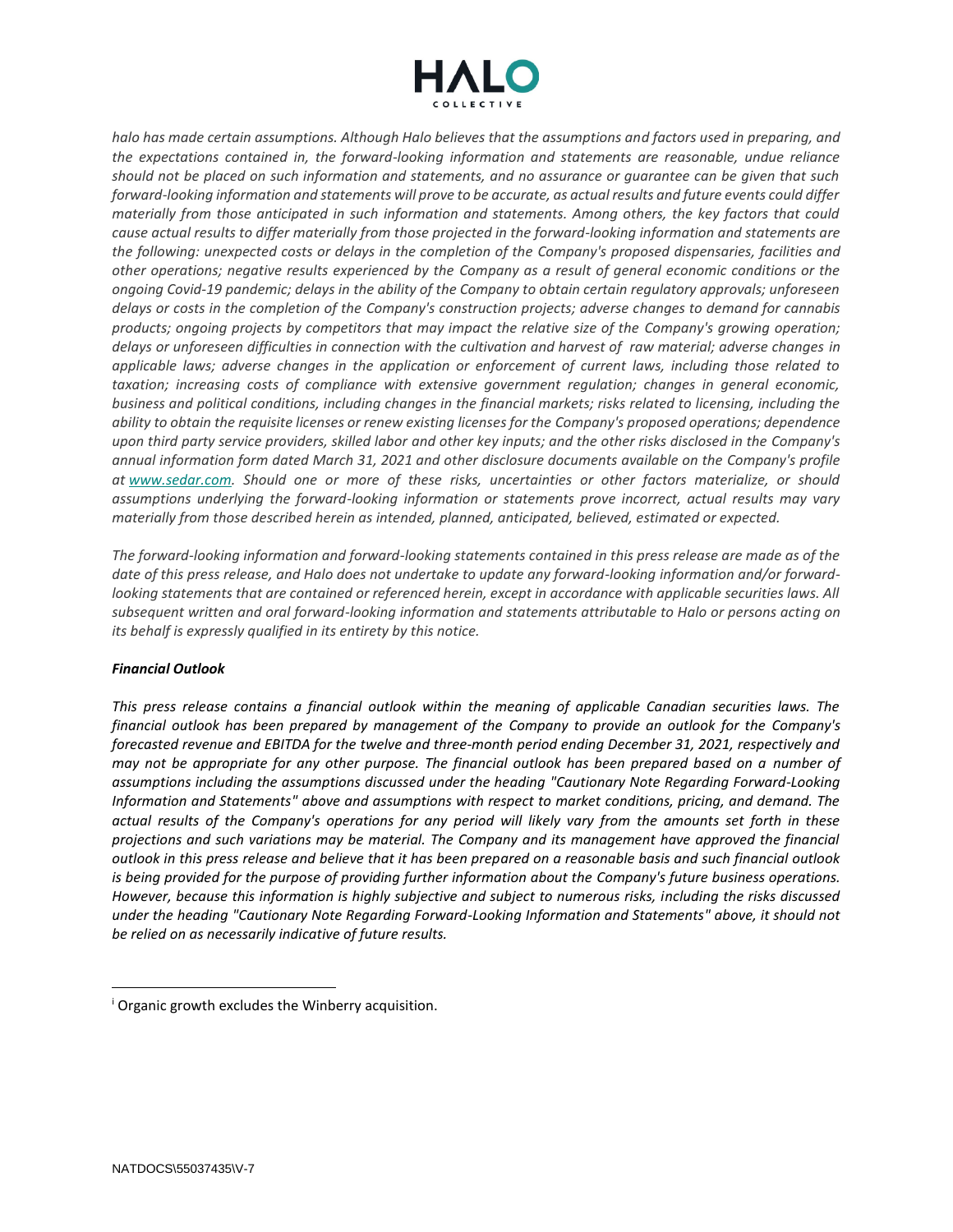*halo has made certain assumptions. Although Halo believes that the assumptions and factors used in preparing, and the expectations contained in, the forward-looking information and statements are reasonable, undue reliance should not be placed on such information and statements, and no assurance or guarantee can be given that such forward-looking information and statements will prove to be accurate, as actual results and future events could differ materially from those anticipated in such information and statements. Among others, the key factors that could cause actual results to differ materially from those projected in the forward-looking information and statements are the following: unexpected costs or delays in the completion of the Company's proposed dispensaries, facilities and other operations; negative results experienced by the Company as a result of general economic conditions or the ongoing Covid-19 pandemic; delays in the ability of the Company to obtain certain regulatory approvals; unforeseen delays or costs in the completion of the Company's construction projects; adverse changes to demand for cannabis products; ongoing projects by competitors that may impact the relative size of the Company's growing operation; delays or unforeseen difficulties in connection with the cultivation and harvest of raw material; adverse changes in applicable laws; adverse changes in the application or enforcement of current laws, including those related to taxation; increasing costs of compliance with extensive government regulation; changes in general economic, business and political conditions, including changes in the financial markets; risks related to licensing, including the ability to obtain the requisite licenses or renew existing licenses for the Company's proposed operations; dependence upon third party service providers, skilled labor and other key inputs; and the other risks disclosed in the Company's annual information form dated March 31, 2021 and other disclosure documents available on the Company's profile at [www.sedar.com](http://www.sedar.com). Should one or more of these risks, uncertainties or other factors materialize, or should assumptions underlying the forward-looking information or statements prove incorrect, actual results may vary materially from those described herein as intended, planned, anticipated, believed, estimated or expected.*

*The forward-looking information and forward-looking statements contained in this press release are made as of the date of this press release, and Halo does not undertake to update any forward-looking information and/or forward-looking statements that are contained or referenced herein, except in accordance with applicable securities laws. All subsequent written and oral forward-looking information and statements attributable to Halo or persons acting on its behalf is expressly qualified in its entirety by this notice.*

***Financial Outlook***

*This press release contains a financial outlook within the meaning of applicable Canadian securities laws. The financial outlook has been prepared by management of the Company to provide an outlook for the Company's forecasted revenue and EBITDA for the twelve and three-month period ending December 31, 2021, respectively and may not be appropriate for any other purpose. The financial outlook has been prepared based on a number of assumptions including the assumptions discussed under the heading "Cautionary Note Regarding Forward-Looking Information and Statements" above and assumptions with respect to market conditions, pricing, and demand. The actual results of the Company's operations for any period will likely vary from the amounts set forth in these projections and such variations may be material. The Company and its management have approved the financial outlook in this press release and believe that it has been prepared on a reasonable basis and such financial outlook is being provided for the purpose of providing further information about the Company's future business operations. However, because this information is highly subjective and subject to numerous risks, including the risks discussed under the heading "Cautionary Note Regarding Forward-Looking Information and Statements" above, it should not be relied on as necessarily indicative of future results.*

---

[i] Organic growth excludes the Winberry acquisition.